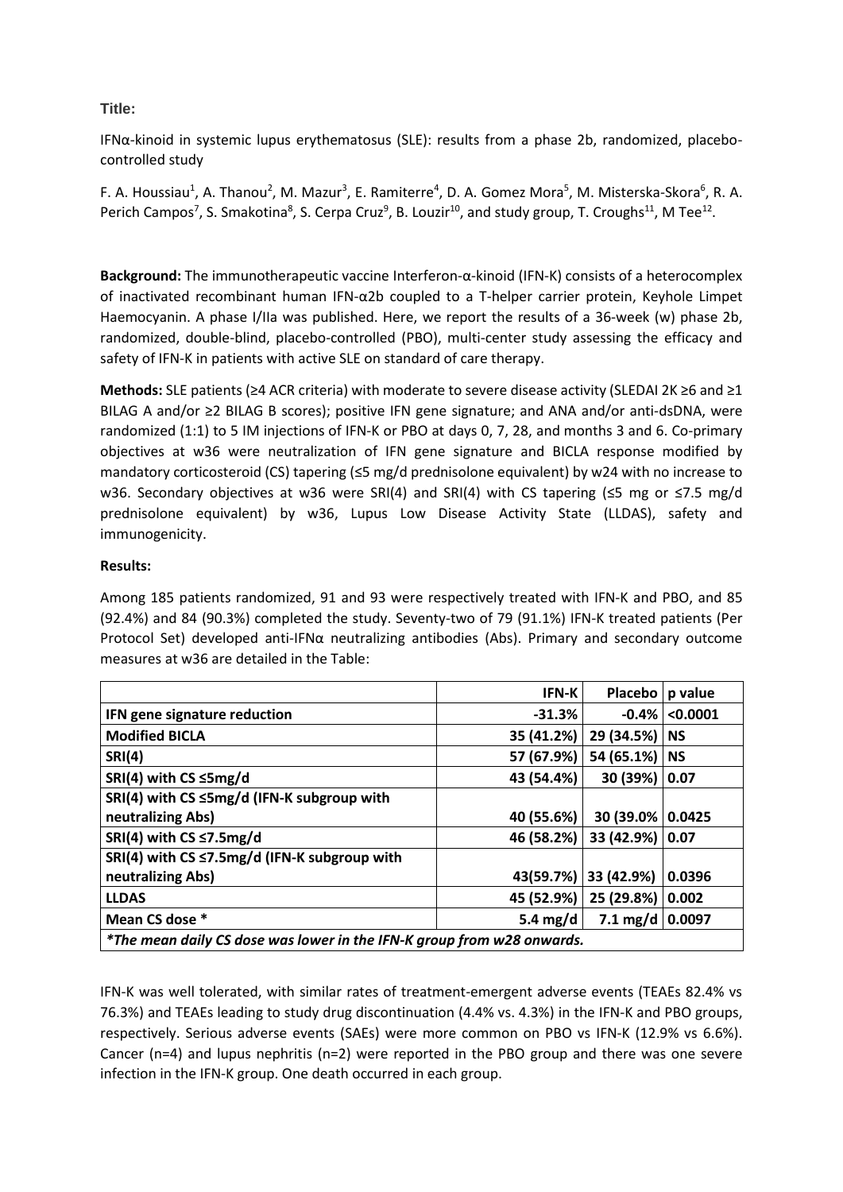**Title:**

IFNα-kinoid in systemic lupus erythematosus (SLE): results from a phase 2b, randomized, placebo-controlled study

F. A. Houssiau[1], A. Thanou[2], M. Mazur[3], E. Ramiterre[4], D. A. Gomez Mora[5], M. Misterska-Skora[6], R. A. Perich Campos[7], S. Smakotina[8], S. Cerpa Cruz[9], B. Louzir[10], and study group, T. Croughs[11], M Tee[12].

**Background:** The immunotherapeutic vaccine Interferon-α-kinoid (IFN-K) consists of a heterocomplex of inactivated recombinant human IFN-α2b coupled to a T-helper carrier protein, Keyhole Limpet Haemocyanin. A phase I/IIa was published. Here, we report the results of a 36-week (w) phase 2b, randomized, double-blind, placebo-controlled (PBO), multi-center study assessing the efficacy and safety of IFN-K in patients with active SLE on standard of care therapy.

**Methods:** SLE patients (≥4 ACR criteria) with moderate to severe disease activity (SLEDAI 2K ≥6 and ≥1 BILAG A and/or ≥2 BILAG B scores); positive IFN gene signature; and ANA and/or anti-dsDNA, were randomized (1:1) to 5 IM injections of IFN-K or PBO at days 0, 7, 28, and months 3 and 6. Co-primary objectives at w36 were neutralization of IFN gene signature and BICLA response modified by mandatory corticosteroid (CS) tapering (≤5 mg/d prednisolone equivalent) by w24 with no increase to w36. Secondary objectives at w36 were SRI(4) and SRI(4) with CS tapering (≤5 mg or ≤7.5 mg/d prednisolone equivalent) by w36, Lupus Low Disease Activity State (LLDAS), safety and immunogenicity.

**Results:**

Among 185 patients randomized, 91 and 93 were respectively treated with IFN-K and PBO, and 85 (92.4%) and 84 (90.3%) completed the study. Seventy-two of 79 (91.1%) IFN-K treated patients (Per Protocol Set) developed anti-IFNα neutralizing antibodies (Abs). Primary and secondary outcome measures at w36 are detailed in the Table:

| | IFN-K | Placebo | p value |
|---|---|---|---|
| **IFN gene signature reduction** | -31.3% | -0.4% | <0.0001 |
| **Modified BICLA** | 35 (41.2%) | 29 (34.5%) | NS |
| **SRI(4)** | 57 (67.9%) | 54 (65.1%) | NS |
| **SRI(4) with CS ≤5mg/d** | 43 (54.4%) | 30 (39%) | 0.07 |
| **SRI(4) with CS ≤5mg/d (IFN-K subgroup with neutralizing Abs)** | 40 (55.6%) | 30 (39.0% | 0.0425 |
| **SRI(4) with CS ≤7.5mg/d** | 46 (58.2%) | 33 (42.9%) | 0.07 |
| **SRI(4) with CS ≤7.5mg/d (IFN-K subgroup with neutralizing Abs)** | 43(59.7%) | 33 (42.9%) | 0.0396 |
| **LLDAS** | 45 (52.9%) | 25 (29.8%) | 0.002 |
| **Mean CS dose *** | 5.4 mg/d | 7.1 mg/d | 0.0097 |
| ***The mean daily CS dose was lower in the IFN-K group from w28 onwards.*** | | | |

IFN-K was well tolerated, with similar rates of treatment-emergent adverse events (TEAEs 82.4% vs 76.3%) and TEAEs leading to study drug discontinuation (4.4% vs. 4.3%) in the IFN-K and PBO groups, respectively. Serious adverse events (SAEs) were more common on PBO vs IFN-K (12.9% vs 6.6%). Cancer (n=4) and lupus nephritis (n=2) were reported in the PBO group and there was one severe infection in the IFN-K group. One death occurred in each group.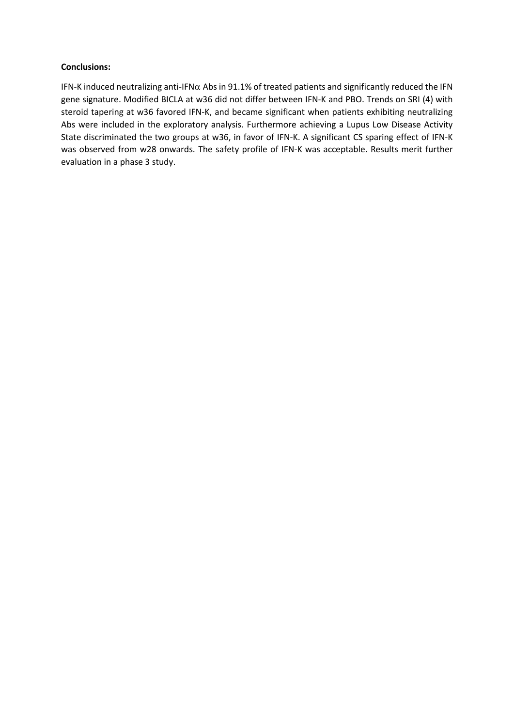**Conclusions:**

IFN-K induced neutralizing anti-IFN$\alpha$ Abs in 91.1% of treated patients and significantly reduced the IFN gene signature. Modified BICLA at w36 did not differ between IFN-K and PBO. Trends on SRI (4) with steroid tapering at w36 favored IFN-K, and became significant when patients exhibiting neutralizing Abs were included in the exploratory analysis. Furthermore achieving a Lupus Low Disease Activity State discriminated the two groups at w36, in favor of IFN-K. A significant CS sparing effect of IFN-K was observed from w28 onwards. The safety profile of IFN-K was acceptable. Results merit further evaluation in a phase 3 study.